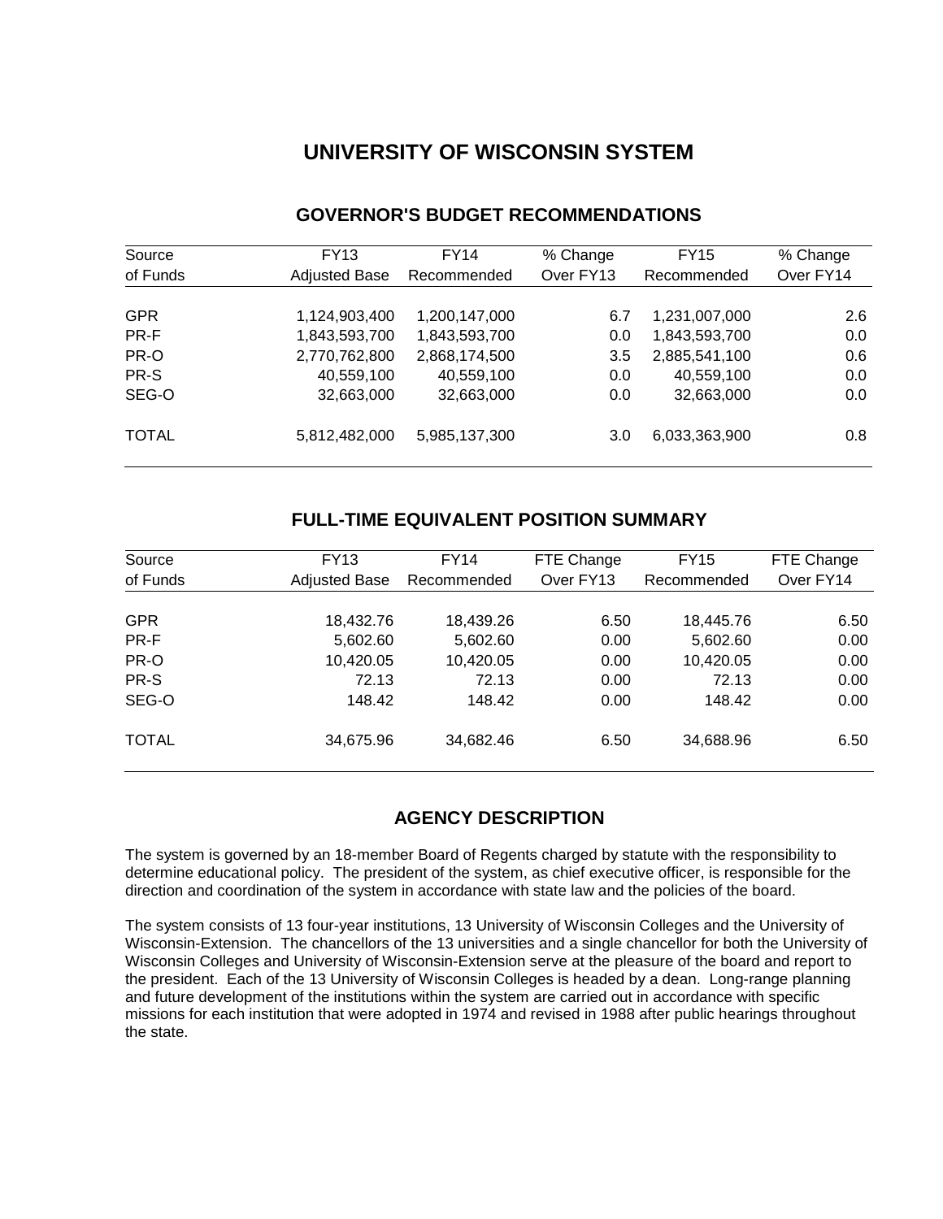# UNIVERSITY OF WISCONSIN SYSTEM

## GOVERNOR'S BUDGET RECOMMENDATIONS

| Source of Funds | FY13 Adjusted Base | FY14 Recommended | % Change Over FY13 | FY15 Recommended | % Change Over FY14 |
|---|---|---|---|---|---|
| GPR | 1,124,903,400 | 1,200,147,000 | 6.7 | 1,231,007,000 | 2.6 |
| PR-F | 1,843,593,700 | 1,843,593,700 | 0.0 | 1,843,593,700 | 0.0 |
| PR-O | 2,770,762,800 | 2,868,174,500 | 3.5 | 2,885,541,100 | 0.6 |
| PR-S | 40,559,100 | 40,559,100 | 0.0 | 40,559,100 | 0.0 |
| SEG-O | 32,663,000 | 32,663,000 | 0.0 | 32,663,000 | 0.0 |
| TOTAL | 5,812,482,000 | 5,985,137,300 | 3.0 | 6,033,363,900 | 0.8 |

## FULL-TIME EQUIVALENT POSITION SUMMARY

| Source of Funds | FY13 Adjusted Base | FY14 Recommended | FTE Change Over FY13 | FY15 Recommended | FTE Change Over FY14 |
|---|---|---|---|---|---|
| GPR | 18,432.76 | 18,439.26 | 6.50 | 18,445.76 | 6.50 |
| PR-F | 5,602.60 | 5,602.60 | 0.00 | 5,602.60 | 0.00 |
| PR-O | 10,420.05 | 10,420.05 | 0.00 | 10,420.05 | 0.00 |
| PR-S | 72.13 | 72.13 | 0.00 | 72.13 | 0.00 |
| SEG-O | 148.42 | 148.42 | 0.00 | 148.42 | 0.00 |
| TOTAL | 34,675.96 | 34,682.46 | 6.50 | 34,688.96 | 6.50 |

## AGENCY DESCRIPTION

The system is governed by an 18-member Board of Regents charged by statute with the responsibility to determine educational policy. The president of the system, as chief executive officer, is responsible for the direction and coordination of the system in accordance with state law and the policies of the board.

The system consists of 13 four-year institutions, 13 University of Wisconsin Colleges and the University of Wisconsin-Extension. The chancellors of the 13 universities and a single chancellor for both the University of Wisconsin Colleges and University of Wisconsin-Extension serve at the pleasure of the board and report to the president. Each of the 13 University of Wisconsin Colleges is headed by a dean. Long-range planning and future development of the institutions within the system are carried out in accordance with specific missions for each institution that were adopted in 1974 and revised in 1988 after public hearings throughout the state.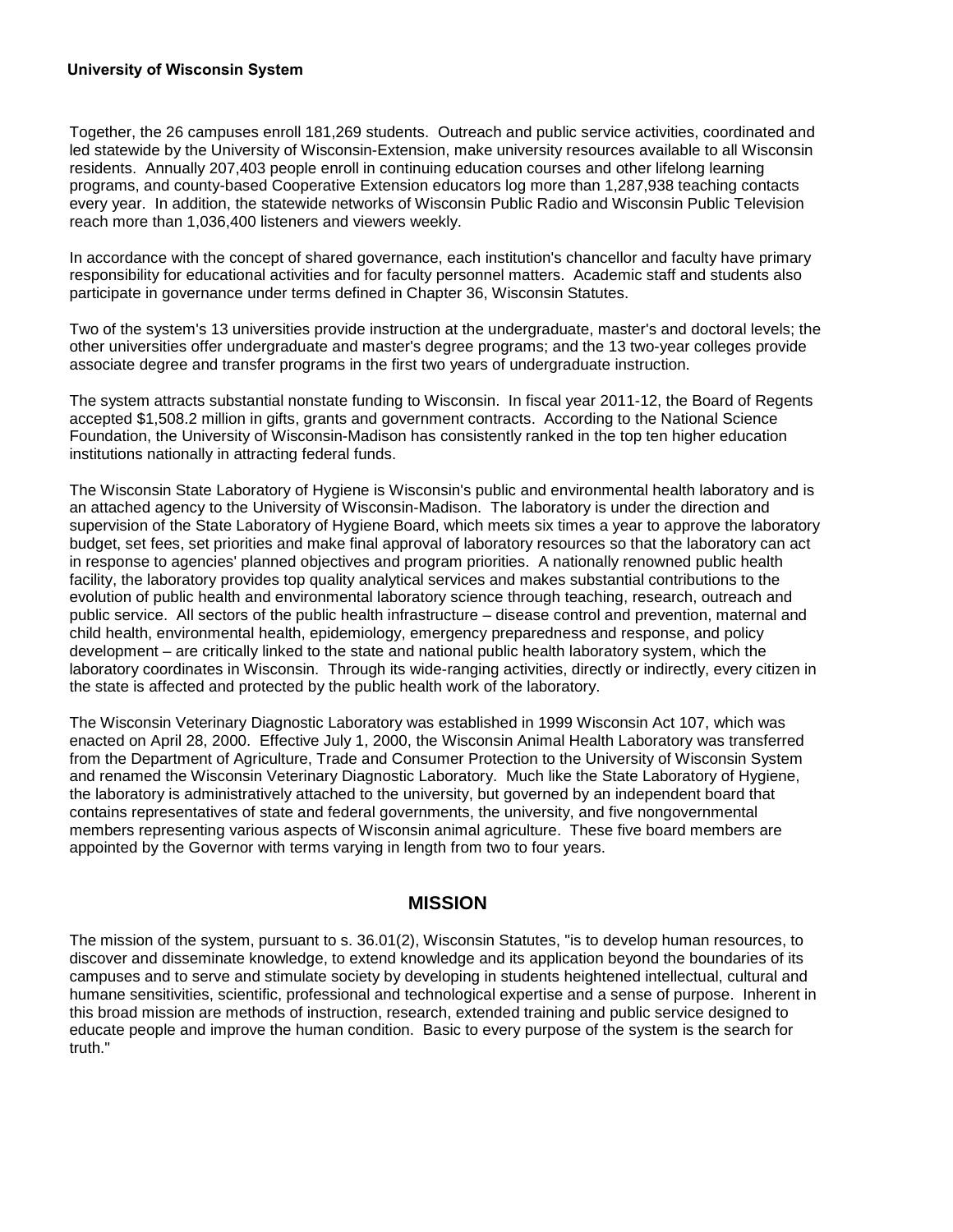Together, the 26 campuses enroll 181,269 students. Outreach and public service activities, coordinated and led statewide by the University of Wisconsin-Extension, make university resources available to all Wisconsin residents. Annually 207,403 people enroll in continuing education courses and other lifelong learning programs, and county-based Cooperative Extension educators log more than 1,287,938 teaching contacts every year. In addition, the statewide networks of Wisconsin Public Radio and Wisconsin Public Television reach more than 1,036,400 listeners and viewers weekly.

In accordance with the concept of shared governance, each institution's chancellor and faculty have primary responsibility for educational activities and for faculty personnel matters. Academic staff and students also participate in governance under terms defined in Chapter 36, Wisconsin Statutes.

Two of the system's 13 universities provide instruction at the undergraduate, master's and doctoral levels; the other universities offer undergraduate and master's degree programs; and the 13 two-year colleges provide associate degree and transfer programs in the first two years of undergraduate instruction.

The system attracts substantial nonstate funding to Wisconsin. In fiscal year 2011-12, the Board of Regents accepted $1,508.2 million in gifts, grants and government contracts. According to the National Science Foundation, the University of Wisconsin-Madison has consistently ranked in the top ten higher education institutions nationally in attracting federal funds.

The Wisconsin State Laboratory of Hygiene is Wisconsin's public and environmental health laboratory and is an attached agency to the University of Wisconsin-Madison. The laboratory is under the direction and supervision of the State Laboratory of Hygiene Board, which meets six times a year to approve the laboratory budget, set fees, set priorities and make final approval of laboratory resources so that the laboratory can act in response to agencies' planned objectives and program priorities. A nationally renowned public health facility, the laboratory provides top quality analytical services and makes substantial contributions to the evolution of public health and environmental laboratory science through teaching, research, outreach and public service. All sectors of the public health infrastructure – disease control and prevention, maternal and child health, environmental health, epidemiology, emergency preparedness and response, and policy development – are critically linked to the state and national public health laboratory system, which the laboratory coordinates in Wisconsin. Through its wide-ranging activities, directly or indirectly, every citizen in the state is affected and protected by the public health work of the laboratory.

The Wisconsin Veterinary Diagnostic Laboratory was established in 1999 Wisconsin Act 107, which was enacted on April 28, 2000. Effective July 1, 2000, the Wisconsin Animal Health Laboratory was transferred from the Department of Agriculture, Trade and Consumer Protection to the University of Wisconsin System and renamed the Wisconsin Veterinary Diagnostic Laboratory. Much like the State Laboratory of Hygiene, the laboratory is administratively attached to the university, but governed by an independent board that contains representatives of state and federal governments, the university, and five nongovernmental members representing various aspects of Wisconsin animal agriculture. These five board members are appointed by the Governor with terms varying in length from two to four years.

## MISSION

The mission of the system, pursuant to s. 36.01(2), Wisconsin Statutes, "is to develop human resources, to discover and disseminate knowledge, to extend knowledge and its application beyond the boundaries of its campuses and to serve and stimulate society by developing in students heightened intellectual, cultural and humane sensitivities, scientific, professional and technological expertise and a sense of purpose. Inherent in this broad mission are methods of instruction, research, extended training and public service designed to educate people and improve the human condition. Basic to every purpose of the system is the search for truth."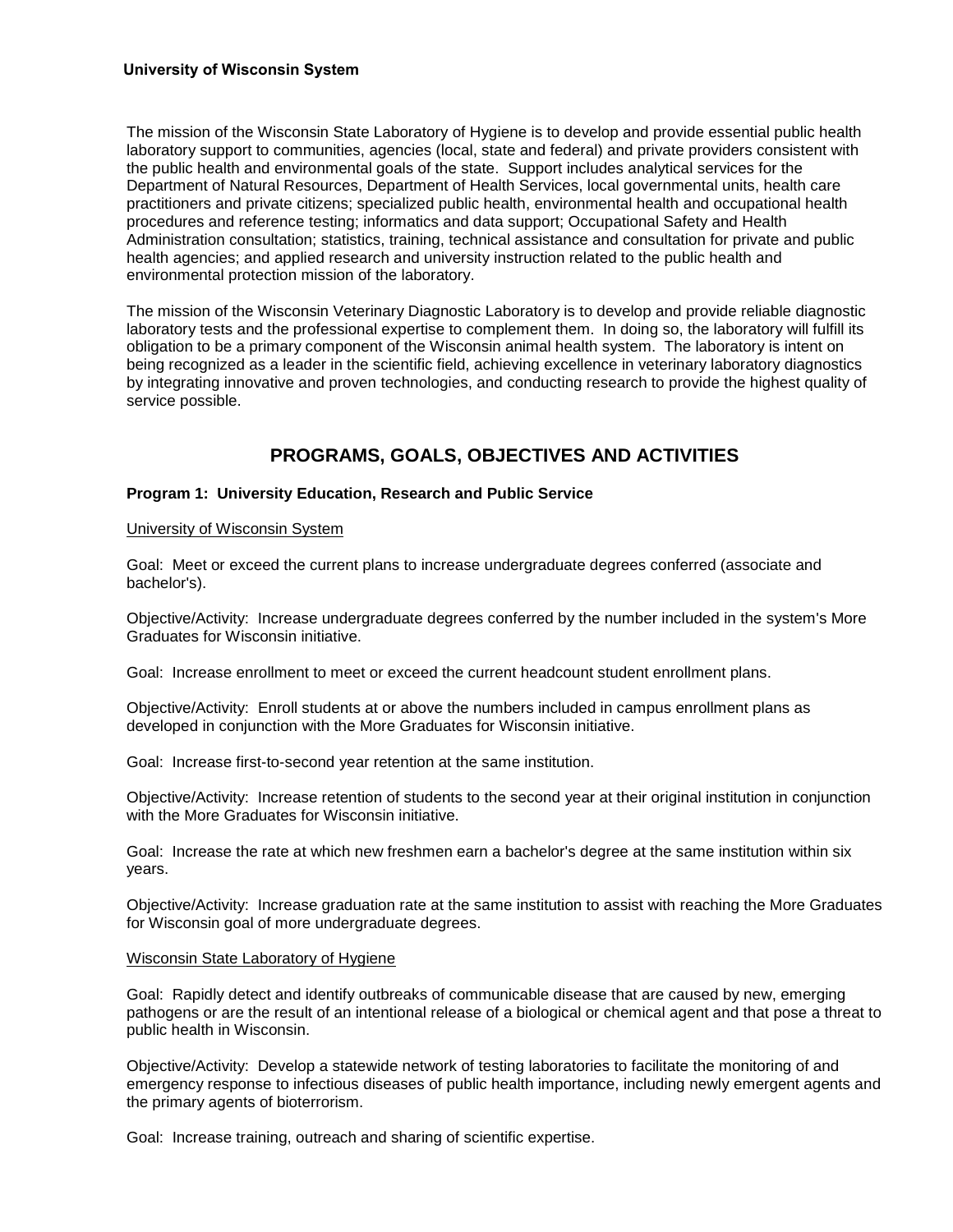The mission of the Wisconsin State Laboratory of Hygiene is to develop and provide essential public health laboratory support to communities, agencies (local, state and federal) and private providers consistent with the public health and environmental goals of the state. Support includes analytical services for the Department of Natural Resources, Department of Health Services, local governmental units, health care practitioners and private citizens; specialized public health, environmental health and occupational health procedures and reference testing; informatics and data support; Occupational Safety and Health Administration consultation; statistics, training, technical assistance and consultation for private and public health agencies; and applied research and university instruction related to the public health and environmental protection mission of the laboratory.

The mission of the Wisconsin Veterinary Diagnostic Laboratory is to develop and provide reliable diagnostic laboratory tests and the professional expertise to complement them. In doing so, the laboratory will fulfill its obligation to be a primary component of the Wisconsin animal health system. The laboratory is intent on being recognized as a leader in the scientific field, achieving excellence in veterinary laboratory diagnostics by integrating innovative and proven technologies, and conducting research to provide the highest quality of service possible.

## PROGRAMS, GOALS, OBJECTIVES AND ACTIVITIES

### Program 1: University Education, Research and Public Service

University of Wisconsin System

Goal: Meet or exceed the current plans to increase undergraduate degrees conferred (associate and bachelor's).

Objective/Activity: Increase undergraduate degrees conferred by the number included in the system's More Graduates for Wisconsin initiative.

Goal: Increase enrollment to meet or exceed the current headcount student enrollment plans.

Objective/Activity: Enroll students at or above the numbers included in campus enrollment plans as developed in conjunction with the More Graduates for Wisconsin initiative.

Goal: Increase first-to-second year retention at the same institution.

Objective/Activity: Increase retention of students to the second year at their original institution in conjunction with the More Graduates for Wisconsin initiative.

Goal: Increase the rate at which new freshmen earn a bachelor's degree at the same institution within six years.

Objective/Activity: Increase graduation rate at the same institution to assist with reaching the More Graduates for Wisconsin goal of more undergraduate degrees.

Wisconsin State Laboratory of Hygiene

Goal: Rapidly detect and identify outbreaks of communicable disease that are caused by new, emerging pathogens or are the result of an intentional release of a biological or chemical agent and that pose a threat to public health in Wisconsin.

Objective/Activity: Develop a statewide network of testing laboratories to facilitate the monitoring of and emergency response to infectious diseases of public health importance, including newly emergent agents and the primary agents of bioterrorism.

Goal: Increase training, outreach and sharing of scientific expertise.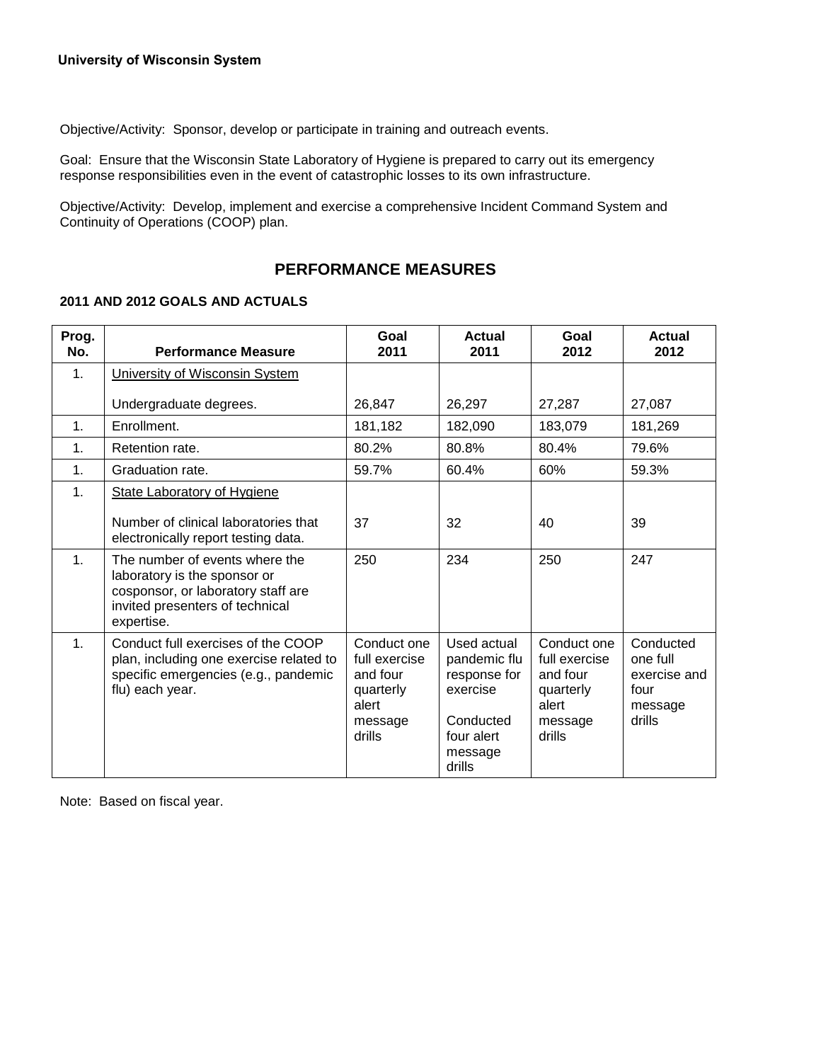**University of Wisconsin System**

Objective/Activity: Sponsor, develop or participate in training and outreach events.

Goal: Ensure that the Wisconsin State Laboratory of Hygiene is prepared to carry out its emergency response responsibilities even in the event of catastrophic losses to its own infrastructure.

Objective/Activity: Develop, implement and exercise a comprehensive Incident Command System and Continuity of Operations (COOP) plan.

## PERFORMANCE MEASURES

### 2011 AND 2012 GOALS AND ACTUALS

| Prog. No. | Performance Measure | Goal 2011 | Actual 2011 | Goal 2012 | Actual 2012 |
|---|---|---|---|---|---|
| 1. | University of Wisconsin System<br><br>Undergraduate degrees. | 26,847 | 26,297 | 27,287 | 27,087 |
| 1. | Enrollment. | 181,182 | 182,090 | 183,079 | 181,269 |
| 1. | Retention rate. | 80.2% | 80.8% | 80.4% | 79.6% |
| 1. | Graduation rate. | 59.7% | 60.4% | 60% | 59.3% |
| 1. | State Laboratory of Hygiene<br><br>Number of clinical laboratories that electronically report testing data. | 37 | 32 | 40 | 39 |
| 1. | The number of events where the laboratory is the sponsor or cosponsor, or laboratory staff are invited presenters of technical expertise. | 250 | 234 | 250 | 247 |
| 1. | Conduct full exercises of the COOP plan, including one exercise related to specific emergencies (e.g., pandemic flu) each year. | Conduct one full exercise and four quarterly alert message drills | Used actual pandemic flu response for exercise<br><br>Conducted four alert message drills | Conduct one full exercise and four quarterly alert message drills | Conducted one full exercise and four message drills |

Note: Based on fiscal year.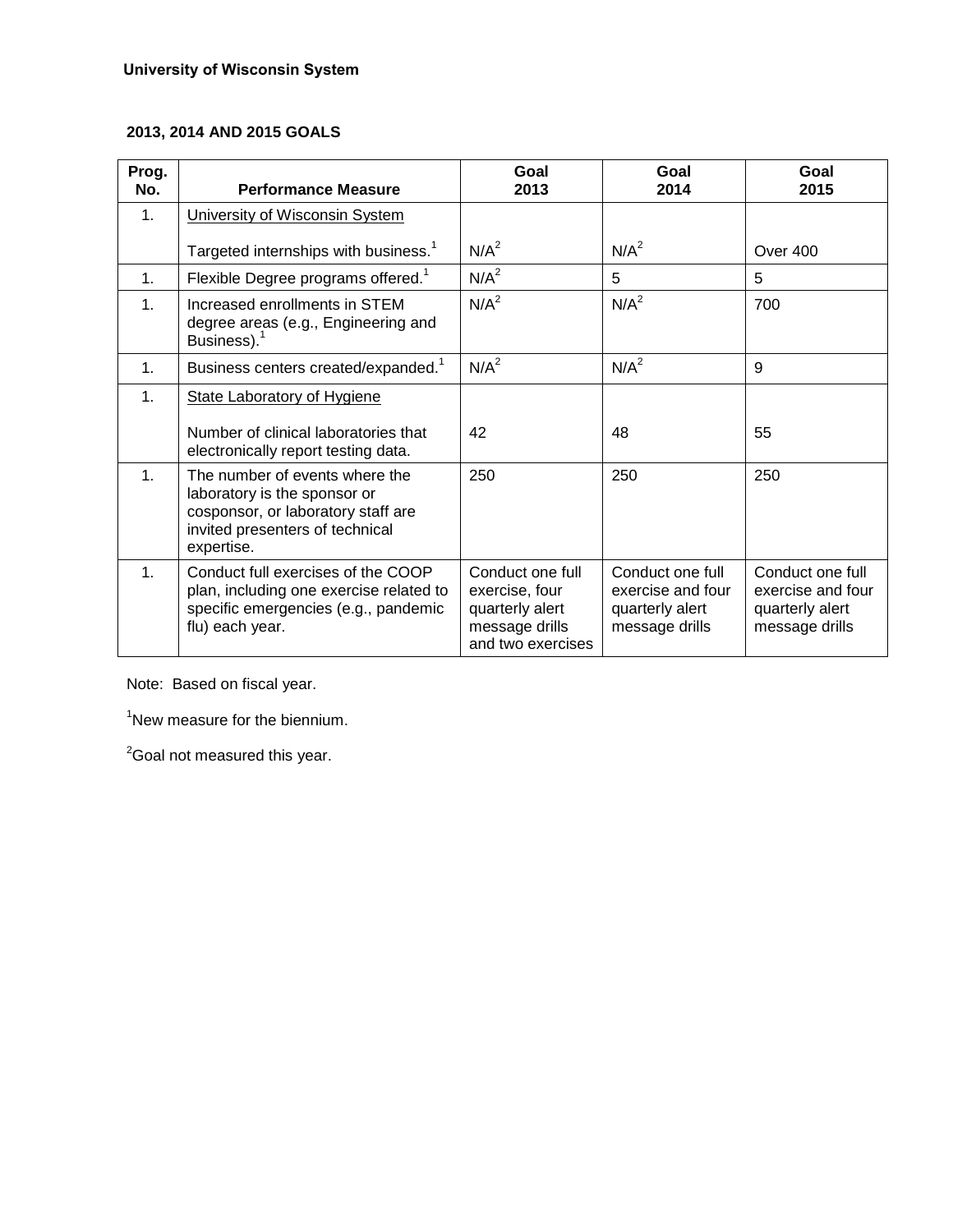**University of Wisconsin System**

**2013, 2014 AND 2015 GOALS**

| Prog. No. | Performance Measure | Goal 2013 | Goal 2014 | Goal 2015 |
|---|---|---|---|---|
| 1. | University of Wisconsin System<br><br>Targeted internships with business.[1] | N/A[2] | N/A[2] | Over 400 |
| 1. | Flexible Degree programs offered.[1] | N/A[2] | 5 | 5 |
| 1. | Increased enrollments in STEM degree areas (e.g., Engineering and Business).[1] | N/A[2] | N/A[2] | 700 |
| 1. | Business centers created/expanded.[1] | N/A[2] | N/A[2] | 9 |
| 1. | State Laboratory of Hygiene<br><br>Number of clinical laboratories that electronically report testing data. | 42 | 48 | 55 |
| 1. | The number of events where the laboratory is the sponsor or cosponsor, or laboratory staff are invited presenters of technical expertise. | 250 | 250 | 250 |
| 1. | Conduct full exercises of the COOP plan, including one exercise related to specific emergencies (e.g., pandemic flu) each year. | Conduct one full exercise, four quarterly alert message drills and two exercises | Conduct one full exercise and four quarterly alert message drills | Conduct one full exercise and four quarterly alert message drills |

Note: Based on fiscal year.

[1]New measure for the biennium.

[2]Goal not measured this year.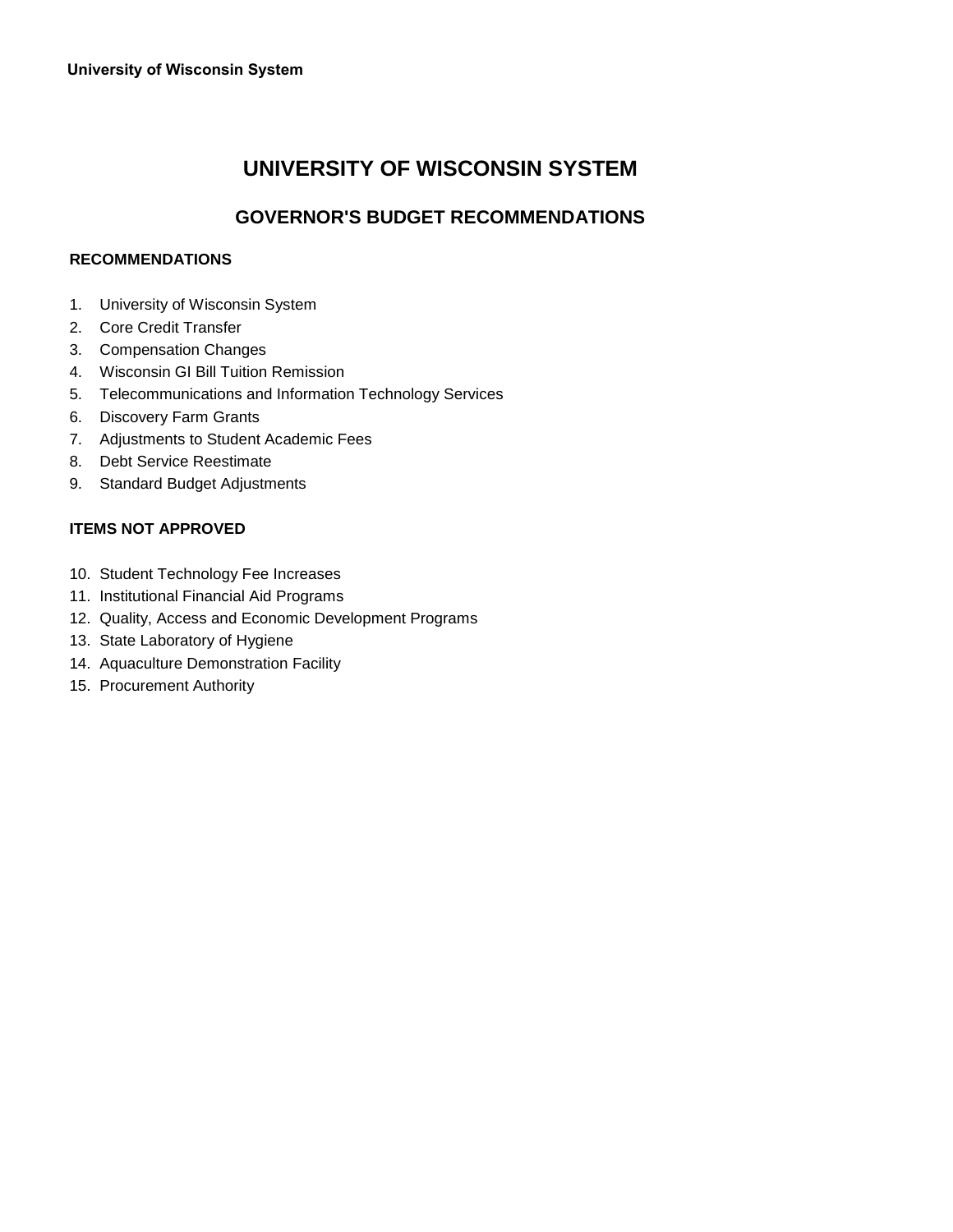# UNIVERSITY OF WISCONSIN SYSTEM

## GOVERNOR'S BUDGET RECOMMENDATIONS

### RECOMMENDATIONS

1. University of Wisconsin System
2. Core Credit Transfer
3. Compensation Changes
4. Wisconsin GI Bill Tuition Remission
5. Telecommunications and Information Technology Services
6. Discovery Farm Grants
7. Adjustments to Student Academic Fees
8. Debt Service Reestimate
9. Standard Budget Adjustments

### ITEMS NOT APPROVED

10. Student Technology Fee Increases
11. Institutional Financial Aid Programs
12. Quality, Access and Economic Development Programs
13. State Laboratory of Hygiene
14. Aquaculture Demonstration Facility
15. Procurement Authority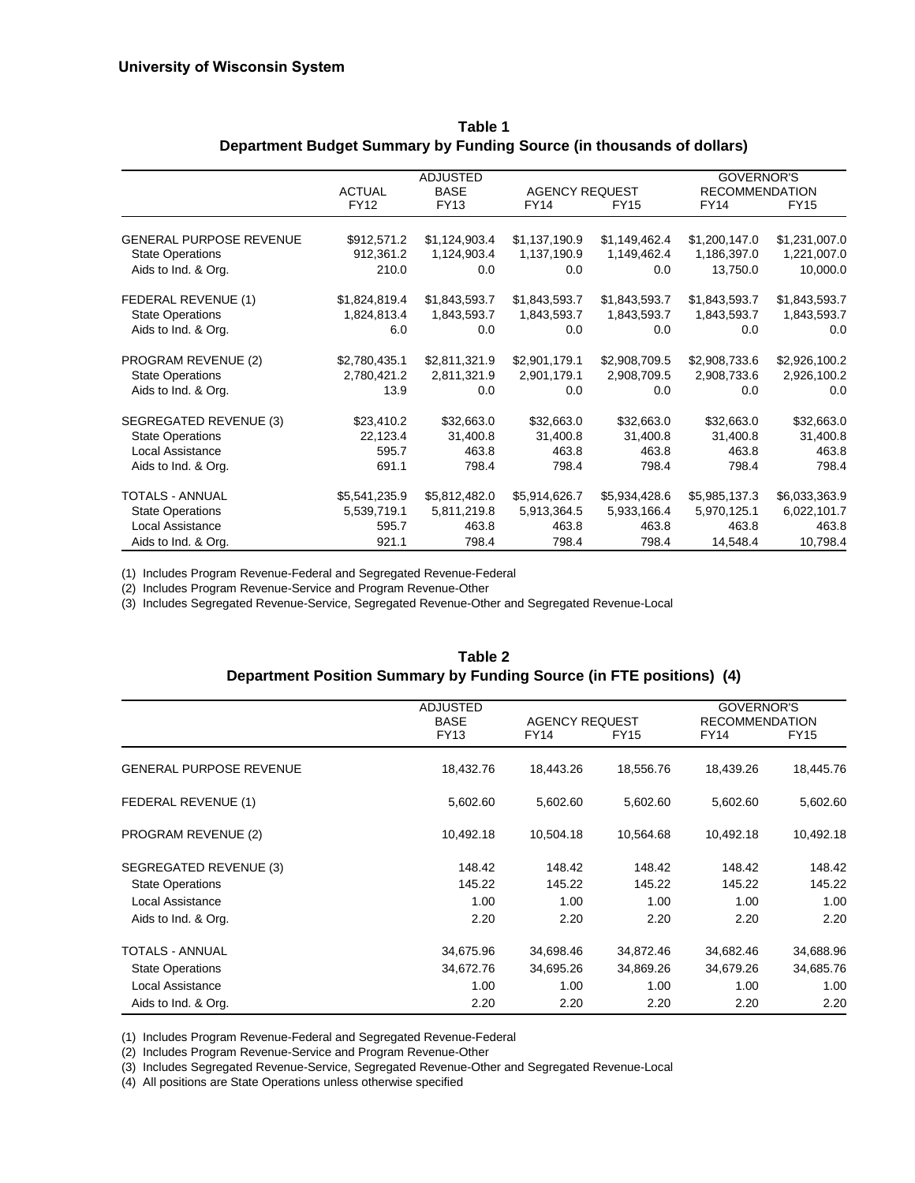**University of Wisconsin System**

**Table 1**
**Department Budget Summary by Funding Source (in thousands of dollars)**

| | ACTUAL | ADJUSTED BASE | AGENCY REQUEST | | GOVERNOR'S RECOMMENDATION | |
|---|---|---|---|---|---|---|
| | FY12 | FY13 | FY14 | FY15 | FY14 | FY15 |
| GENERAL PURPOSE REVENUE | $912,571.2 | $1,124,903.4 | $1,137,190.9 | $1,149,462.4 | $1,200,147.0 | $1,231,007.0 |
| State Operations | 912,361.2 | 1,124,903.4 | 1,137,190.9 | 1,149,462.4 | 1,186,397.0 | 1,221,007.0 |
| Aids to Ind. & Org. | 210.0 | 0.0 | 0.0 | 0.0 | 13,750.0 | 10,000.0 |
| FEDERAL REVENUE (1) | $1,824,819.4 | $1,843,593.7 | $1,843,593.7 | $1,843,593.7 | $1,843,593.7 | $1,843,593.7 |
| State Operations | 1,824,813.4 | 1,843,593.7 | 1,843,593.7 | 1,843,593.7 | 1,843,593.7 | 1,843,593.7 |
| Aids to Ind. & Org. | 6.0 | 0.0 | 0.0 | 0.0 | 0.0 | 0.0 |
| PROGRAM REVENUE (2) | $2,780,435.1 | $2,811,321.9 | $2,901,179.1 | $2,908,709.5 | $2,908,733.6 | $2,926,100.2 |
| State Operations | 2,780,421.2 | 2,811,321.9 | 2,901,179.1 | 2,908,709.5 | 2,908,733.6 | 2,926,100.2 |
| Aids to Ind. & Org. | 13.9 | 0.0 | 0.0 | 0.0 | 0.0 | 0.0 |
| SEGREGATED REVENUE (3) | $23,410.2 | $32,663.0 | $32,663.0 | $32,663.0 | $32,663.0 | $32,663.0 |
| State Operations | 22,123.4 | 31,400.8 | 31,400.8 | 31,400.8 | 31,400.8 | 31,400.8 |
| Local Assistance | 595.7 | 463.8 | 463.8 | 463.8 | 463.8 | 463.8 |
| Aids to Ind. & Org. | 691.1 | 798.4 | 798.4 | 798.4 | 798.4 | 798.4 |
| TOTALS - ANNUAL | $5,541,235.9 | $5,812,482.0 | $5,914,626.7 | $5,934,428.6 | $5,985,137.3 | $6,033,363.9 |
| State Operations | 5,539,719.1 | 5,811,219.8 | 5,913,364.5 | 5,933,166.4 | 5,970,125.1 | 6,022,101.7 |
| Local Assistance | 595.7 | 463.8 | 463.8 | 463.8 | 463.8 | 463.8 |
| Aids to Ind. & Org. | 921.1 | 798.4 | 798.4 | 798.4 | 14,548.4 | 10,798.4 |

(1) Includes Program Revenue-Federal and Segregated Revenue-Federal
(2) Includes Program Revenue-Service and Program Revenue-Other
(3) Includes Segregated Revenue-Service, Segregated Revenue-Other and Segregated Revenue-Local

**Table 2**
**Department Position Summary by Funding Source (in FTE positions) (4)**

| | ADJUSTED BASE | AGENCY REQUEST | | GOVERNOR'S RECOMMENDATION | |
|---|---|---|---|---|---|
| | FY13 | FY14 | FY15 | FY14 | FY15 |
| GENERAL PURPOSE REVENUE | 18,432.76 | 18,443.26 | 18,556.76 | 18,439.26 | 18,445.76 |
| FEDERAL REVENUE (1) | 5,602.60 | 5,602.60 | 5,602.60 | 5,602.60 | 5,602.60 |
| PROGRAM REVENUE (2) | 10,492.18 | 10,504.18 | 10,564.68 | 10,492.18 | 10,492.18 |
| SEGREGATED REVENUE (3) | 148.42 | 148.42 | 148.42 | 148.42 | 148.42 |
| State Operations | 145.22 | 145.22 | 145.22 | 145.22 | 145.22 |
| Local Assistance | 1.00 | 1.00 | 1.00 | 1.00 | 1.00 |
| Aids to Ind. & Org. | 2.20 | 2.20 | 2.20 | 2.20 | 2.20 |
| TOTALS - ANNUAL | 34,675.96 | 34,698.46 | 34,872.46 | 34,682.46 | 34,688.96 |
| State Operations | 34,672.76 | 34,695.26 | 34,869.26 | 34,679.26 | 34,685.76 |
| Local Assistance | 1.00 | 1.00 | 1.00 | 1.00 | 1.00 |
| Aids to Ind. & Org. | 2.20 | 2.20 | 2.20 | 2.20 | 2.20 |

(1) Includes Program Revenue-Federal and Segregated Revenue-Federal
(2) Includes Program Revenue-Service and Program Revenue-Other
(3) Includes Segregated Revenue-Service, Segregated Revenue-Other and Segregated Revenue-Local
(4) All positions are State Operations unless otherwise specified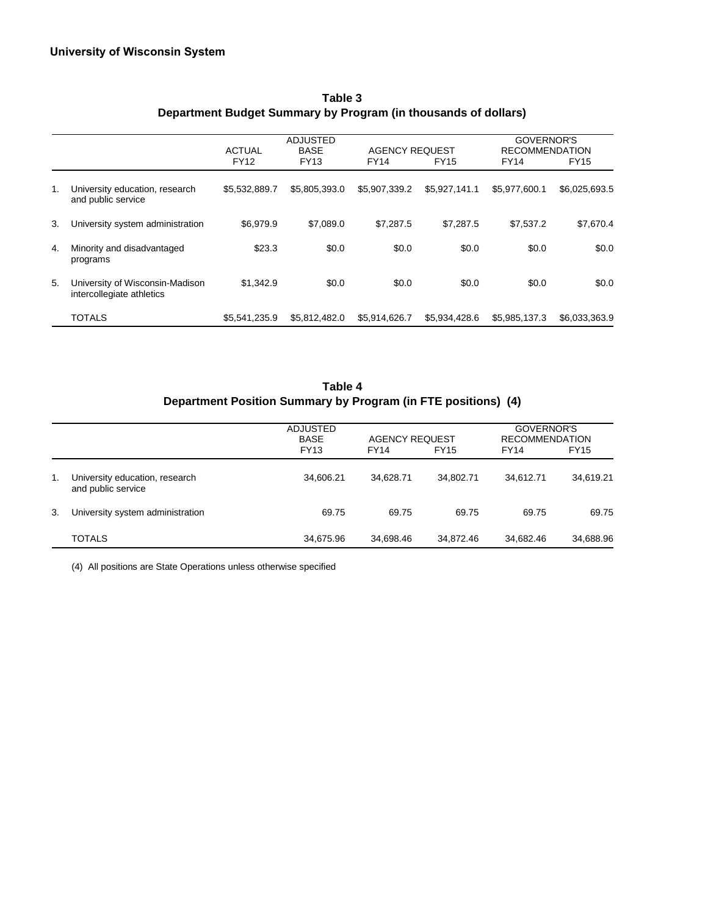## University of Wisconsin System

**Table 3**
**Department Budget Summary by Program (in thousands of dollars)**

| | | ACTUAL | ADJUSTED BASE | AGENCY REQUEST | | GOVERNOR'S RECOMMENDATION | |
|---|---|---|---|---|---|---|---|
| | | FY12 | FY13 | FY14 | FY15 | FY14 | FY15 |
| 1. | University education, research and public service | $5,532,889.7 | $5,805,393.0 | $5,907,339.2 | $5,927,141.1 | $5,977,600.1 | $6,025,693.5 |
| 3. | University system administration | $6,979.9 | $7,089.0 | $7,287.5 | $7,287.5 | $7,537.2 | $7,670.4 |
| 4. | Minority and disadvantaged programs | $23.3 | $0.0 | $0.0 | $0.0 | $0.0 | $0.0 |
| 5. | University of Wisconsin-Madison intercollegiate athletics | $1,342.9 | $0.0 | $0.0 | $0.0 | $0.0 | $0.0 |
| | TOTALS | $5,541,235.9 | $5,812,482.0 | $5,914,626.7 | $5,934,428.6 | $5,985,137.3 | $6,033,363.9 |

**Table 4**
**Department Position Summary by Program (in FTE positions) (4)**

| | | ADJUSTED BASE | AGENCY REQUEST | | GOVERNOR'S RECOMMENDATION | |
|---|---|---|---|---|---|---|
| | | FY13 | FY14 | FY15 | FY14 | FY15 |
| 1. | University education, research and public service | 34,606.21 | 34,628.71 | 34,802.71 | 34,612.71 | 34,619.21 |
| 3. | University system administration | 69.75 | 69.75 | 69.75 | 69.75 | 69.75 |
| | TOTALS | 34,675.96 | 34,698.46 | 34,872.46 | 34,682.46 | 34,688.96 |

(4) All positions are State Operations unless otherwise specified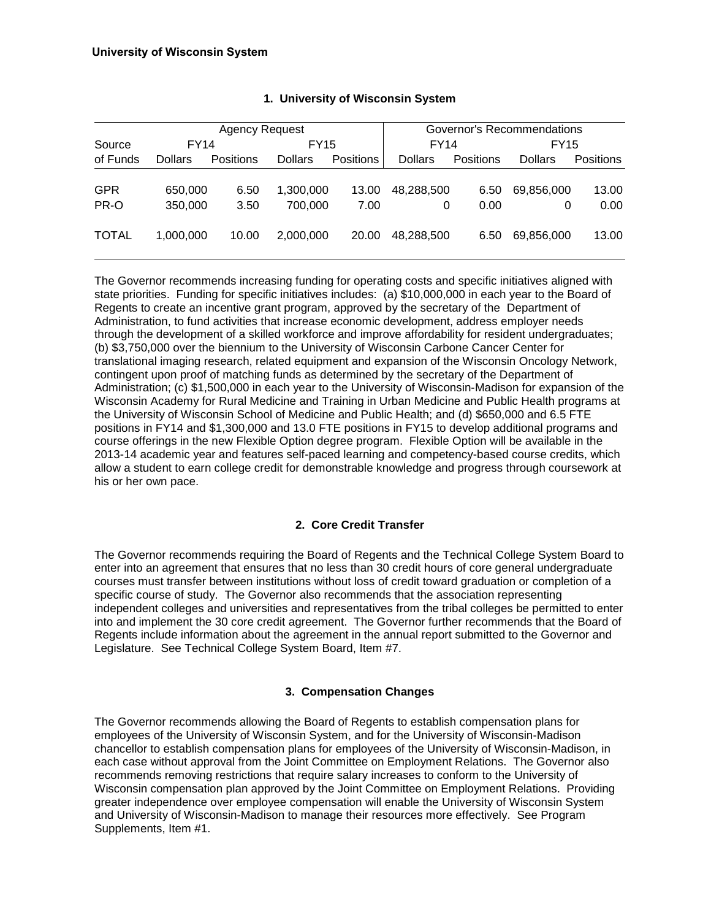**University of Wisconsin System**

### 1. University of Wisconsin System

| Source | Agency Request | | | | Governor's Recommendations | | | |
|---|---|---|---|---|---|---|---|---|
| | FY14 | | FY15 | | FY14 | | FY15 | |
| of Funds | Dollars | Positions | Dollars | Positions | Dollars | Positions | Dollars | Positions |
| GPR | 650,000 | 6.50 | 1,300,000 | 13.00 | 48,288,500 | 6.50 | 69,856,000 | 13.00 |
| PR-O | 350,000 | 3.50 | 700,000 | 7.00 | 0 | 0.00 | 0 | 0.00 |
| TOTAL | 1,000,000 | 10.00 | 2,000,000 | 20.00 | 48,288,500 | 6.50 | 69,856,000 | 13.00 |

The Governor recommends increasing funding for operating costs and specific initiatives aligned with state priorities. Funding for specific initiatives includes: (a) $10,000,000 in each year to the Board of Regents to create an incentive grant program, approved by the secretary of the Department of Administration, to fund activities that increase economic development, address employer needs through the development of a skilled workforce and improve affordability for resident undergraduates; (b) $3,750,000 over the biennium to the University of Wisconsin Carbone Cancer Center for translational imaging research, related equipment and expansion of the Wisconsin Oncology Network, contingent upon proof of matching funds as determined by the secretary of the Department of Administration; (c) $1,500,000 in each year to the University of Wisconsin-Madison for expansion of the Wisconsin Academy for Rural Medicine and Training in Urban Medicine and Public Health programs at the University of Wisconsin School of Medicine and Public Health; and (d) $650,000 and 6.5 FTE positions in FY14 and $1,300,000 and 13.0 FTE positions in FY15 to develop additional programs and course offerings in the new Flexible Option degree program. Flexible Option will be available in the 2013-14 academic year and features self-paced learning and competency-based course credits, which allow a student to earn college credit for demonstrable knowledge and progress through coursework at his or her own pace.

### 2. Core Credit Transfer

The Governor recommends requiring the Board of Regents and the Technical College System Board to enter into an agreement that ensures that no less than 30 credit hours of core general undergraduate courses must transfer between institutions without loss of credit toward graduation or completion of a specific course of study. The Governor also recommends that the association representing independent colleges and universities and representatives from the tribal colleges be permitted to enter into and implement the 30 core credit agreement. The Governor further recommends that the Board of Regents include information about the agreement in the annual report submitted to the Governor and Legislature. See Technical College System Board, Item #7.

### 3. Compensation Changes

The Governor recommends allowing the Board of Regents to establish compensation plans for employees of the University of Wisconsin System, and for the University of Wisconsin-Madison chancellor to establish compensation plans for employees of the University of Wisconsin-Madison, in each case without approval from the Joint Committee on Employment Relations. The Governor also recommends removing restrictions that require salary increases to conform to the University of Wisconsin compensation plan approved by the Joint Committee on Employment Relations. Providing greater independence over employee compensation will enable the University of Wisconsin System and University of Wisconsin-Madison to manage their resources more effectively. See Program Supplements, Item #1.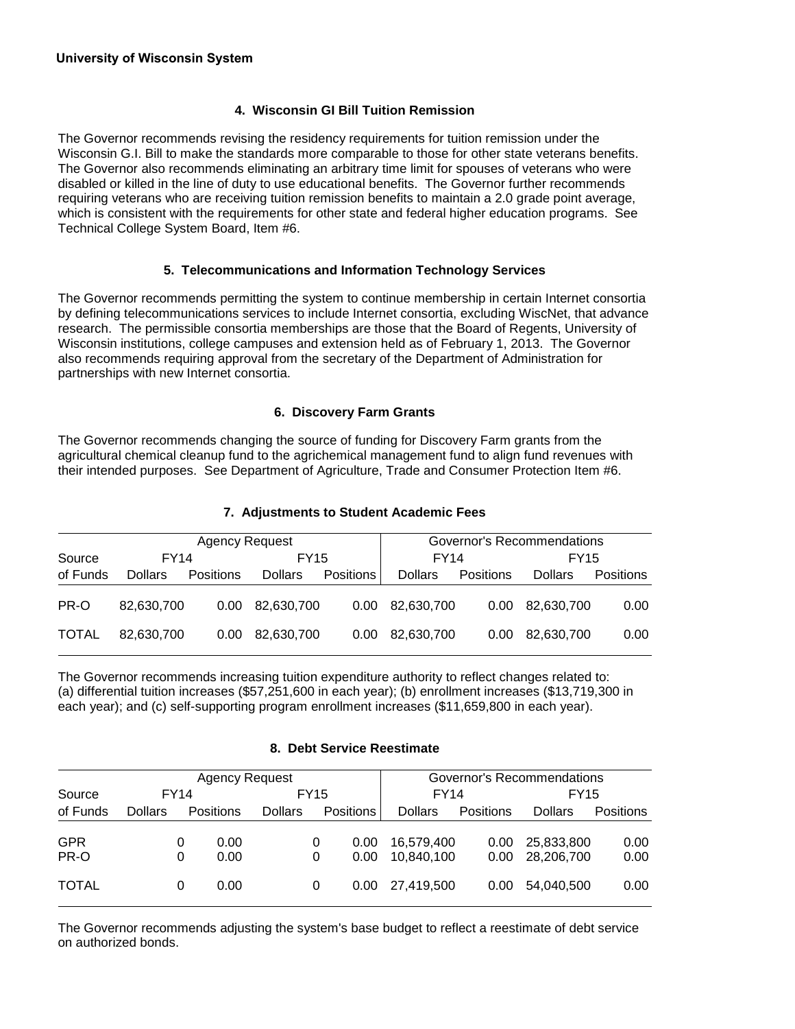**University of Wisconsin System**

### 4. Wisconsin GI Bill Tuition Remission

The Governor recommends revising the residency requirements for tuition remission under the Wisconsin G.I. Bill to make the standards more comparable to those for other state veterans benefits. The Governor also recommends eliminating an arbitrary time limit for spouses of veterans who were disabled or killed in the line of duty to use educational benefits. The Governor further recommends requiring veterans who are receiving tuition remission benefits to maintain a 2.0 grade point average, which is consistent with the requirements for other state and federal higher education programs. See Technical College System Board, Item #6.

### 5. Telecommunications and Information Technology Services

The Governor recommends permitting the system to continue membership in certain Internet consortia by defining telecommunications services to include Internet consortia, excluding WiscNet, that advance research. The permissible consortia memberships are those that the Board of Regents, University of Wisconsin institutions, college campuses and extension held as of February 1, 2013. The Governor also recommends requiring approval from the secretary of the Department of Administration for partnerships with new Internet consortia.

### 6. Discovery Farm Grants

The Governor recommends changing the source of funding for Discovery Farm grants from the agricultural chemical cleanup fund to the agrichemical management fund to align fund revenues with their intended purposes. See Department of Agriculture, Trade and Consumer Protection Item #6.

### 7. Adjustments to Student Academic Fees

| | Agency Request | | | | Governor's Recommendations | | | |
|---|---|---|---|---|---|---|---|---|
| Source | FY14 | | FY15 | | FY14 | | FY15 | |
| of Funds | Dollars | Positions | Dollars | Positions | Dollars | Positions | Dollars | Positions |
| PR-O | 82,630,700 | 0.00 | 82,630,700 | 0.00 | 82,630,700 | 0.00 | 82,630,700 | 0.00 |
| TOTAL | 82,630,700 | 0.00 | 82,630,700 | 0.00 | 82,630,700 | 0.00 | 82,630,700 | 0.00 |

The Governor recommends increasing tuition expenditure authority to reflect changes related to: (a) differential tuition increases ($57,251,600 in each year); (b) enrollment increases ($13,719,300 in each year); and (c) self-supporting program enrollment increases ($11,659,800 in each year).

### 8. Debt Service Reestimate

| | Agency Request | | | | Governor's Recommendations | | | |
|---|---|---|---|---|---|---|---|---|
| Source | FY14 | | FY15 | | FY14 | | FY15 | |
| of Funds | Dollars | Positions | Dollars | Positions | Dollars | Positions | Dollars | Positions |
| GPR | 0 | 0.00 | 0 | 0.00 | 16,579,400 | 0.00 | 25,833,800 | 0.00 |
| PR-O | 0 | 0.00 | 0 | 0.00 | 10,840,100 | 0.00 | 28,206,700 | 0.00 |
| TOTAL | 0 | 0.00 | 0 | 0.00 | 27,419,500 | 0.00 | 54,040,500 | 0.00 |

The Governor recommends adjusting the system's base budget to reflect a reestimate of debt service on authorized bonds.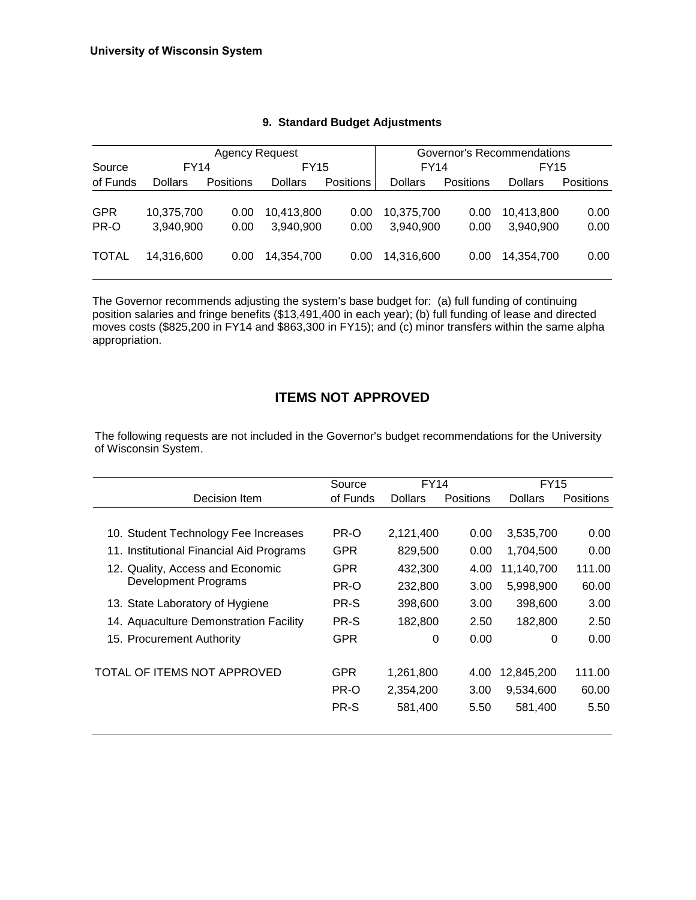**University of Wisconsin System**

### 9. Standard Budget Adjustments

| | Agency Request | | | | Governor's Recommendations | | | |
|---|---|---|---|---|---|---|---|---|
| Source | FY14 | | FY15 | | FY14 | | FY15 | |
| of Funds | Dollars | Positions | Dollars | Positions | Dollars | Positions | Dollars | Positions |
| GPR | 10,375,700 | 0.00 | 10,413,800 | 0.00 | 10,375,700 | 0.00 | 10,413,800 | 0.00 |
| PR-O | 3,940,900 | 0.00 | 3,940,900 | 0.00 | 3,940,900 | 0.00 | 3,940,900 | 0.00 |
| TOTAL | 14,316,600 | 0.00 | 14,354,700 | 0.00 | 14,316,600 | 0.00 | 14,354,700 | 0.00 |

The Governor recommends adjusting the system's base budget for: (a) full funding of continuing position salaries and fringe benefits ($13,491,400 in each year); (b) full funding of lease and directed moves costs ($825,200 in FY14 and $863,300 in FY15); and (c) minor transfers within the same alpha appropriation.

## ITEMS NOT APPROVED

The following requests are not included in the Governor's budget recommendations for the University of Wisconsin System.

| | Source | FY14 | | FY15 | |
|---|---|---|---|---|---|
| Decision Item | of Funds | Dollars | Positions | Dollars | Positions |
| 10. Student Technology Fee Increases | PR-O | 2,121,400 | 0.00 | 3,535,700 | 0.00 |
| 11. Institutional Financial Aid Programs | GPR | 829,500 | 0.00 | 1,704,500 | 0.00 |
| 12. Quality, Access and Economic Development Programs | GPR | 432,300 | 4.00 | 11,140,700 | 111.00 |
| | PR-O | 232,800 | 3.00 | 5,998,900 | 60.00 |
| 13. State Laboratory of Hygiene | PR-S | 398,600 | 3.00 | 398,600 | 3.00 |
| 14. Aquaculture Demonstration Facility | PR-S | 182,800 | 2.50 | 182,800 | 2.50 |
| 15. Procurement Authority | GPR | 0 | 0.00 | 0 | 0.00 |
| TOTAL OF ITEMS NOT APPROVED | GPR | 1,261,800 | 4.00 | 12,845,200 | 111.00 |
| | PR-O | 2,354,200 | 3.00 | 9,534,600 | 60.00 |
| | PR-S | 581,400 | 5.50 | 581,400 | 5.50 |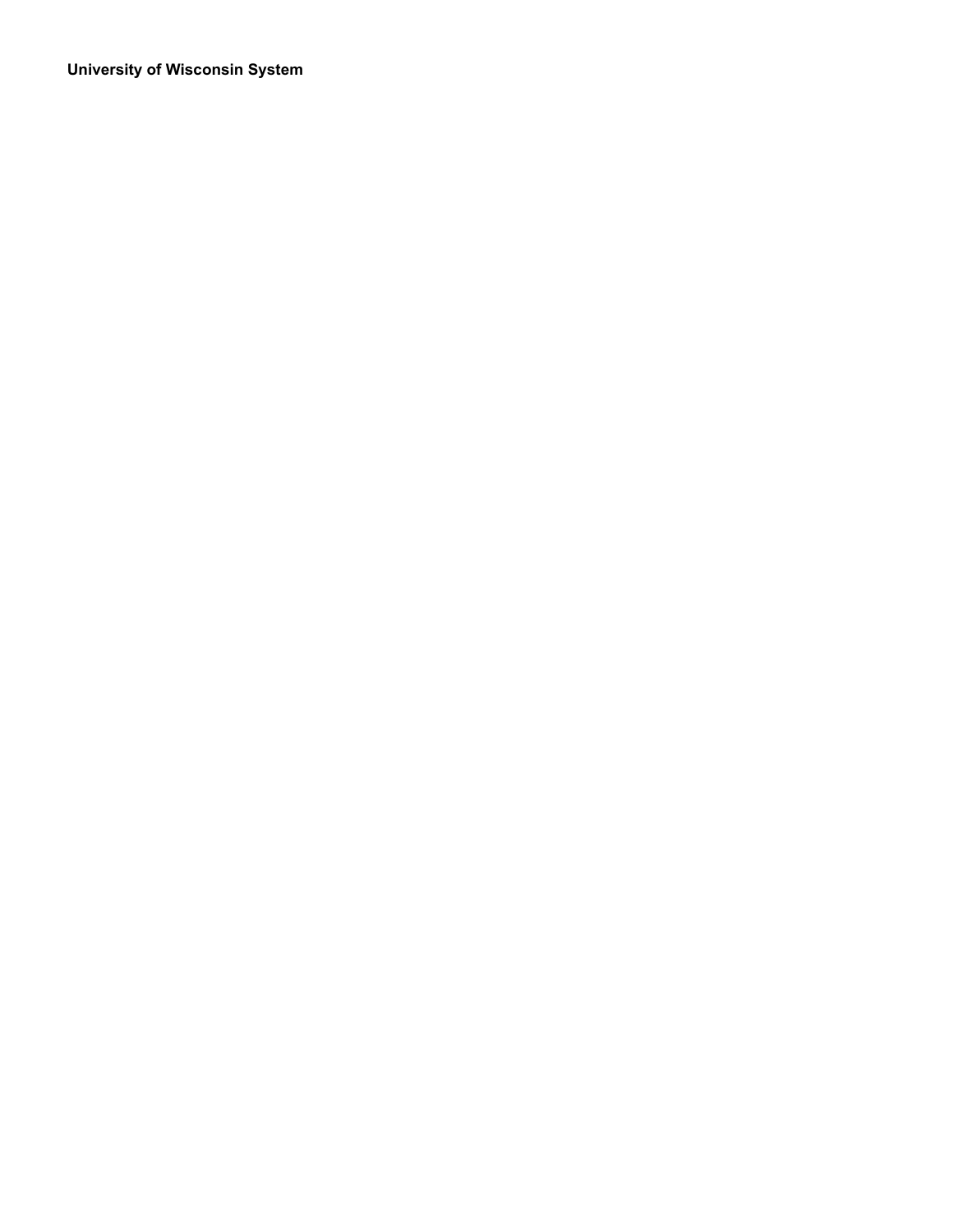**University of Wisconsin System**